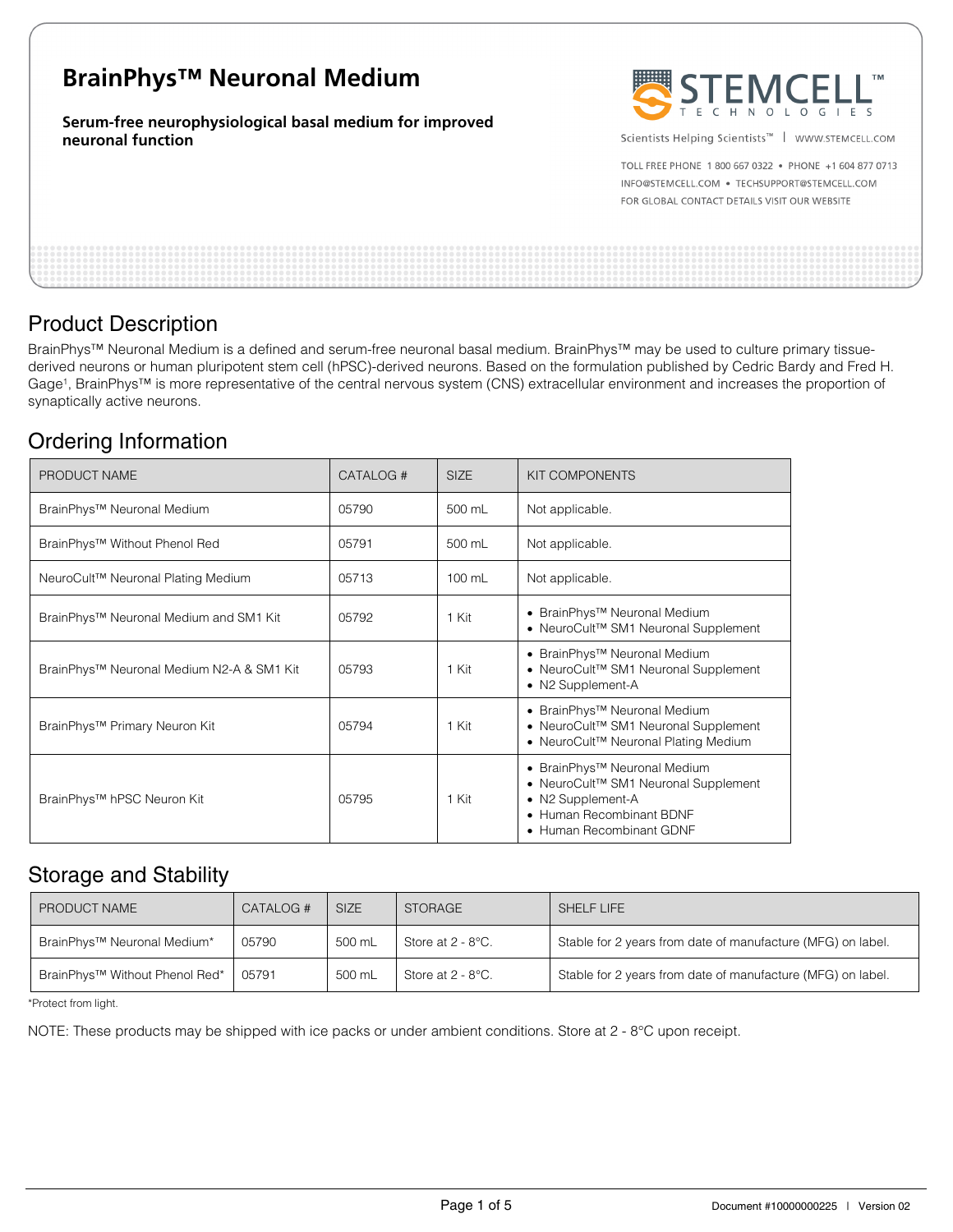# BrainPhys™ Neuronal Medium

**Serum-free neurophysiological basal medium for improved neuronal function**

STEMCELL™ TECHNOLOGIES

Scientists Helping Scientists™ | WWW.STEMCELL.COM

TOLL FREE PHONE 1 800 667 0322 • PHONE +1 604 877 0713
INFO@STEMCELL.COM • TECHSUPPORT@STEMCELL.COM
FOR GLOBAL CONTACT DETAILS VISIT OUR WEBSITE

## Product Description

BrainPhys™ Neuronal Medium is a defined and serum-free neuronal basal medium. BrainPhys™ may be used to culture primary tissue-derived neurons or human pluripotent stem cell (hPSC)-derived neurons. Based on the formulation published by Cedric Bardy and Fred H. Gage[1], BrainPhys™ is more representative of the central nervous system (CNS) extracellular environment and increases the proportion of synaptically active neurons.

## Ordering Information

| PRODUCT NAME | CATALOG # | SIZE | KIT COMPONENTS |
|---|---|---|---|
| BrainPhys™ Neuronal Medium | 05790 | 500 mL | Not applicable. |
| BrainPhys™ Without Phenol Red | 05791 | 500 mL | Not applicable. |
| NeuroCult™ Neuronal Plating Medium | 05713 | 100 mL | Not applicable. |
| BrainPhys™ Neuronal Medium and SM1 Kit | 05792 | 1 Kit | • BrainPhys™ Neuronal Medium<br>• NeuroCult™ SM1 Neuronal Supplement |
| BrainPhys™ Neuronal Medium N2-A & SM1 Kit | 05793 | 1 Kit | • BrainPhys™ Neuronal Medium<br>• NeuroCult™ SM1 Neuronal Supplement<br>• N2 Supplement-A |
| BrainPhys™ Primary Neuron Kit | 05794 | 1 Kit | • BrainPhys™ Neuronal Medium<br>• NeuroCult™ SM1 Neuronal Supplement<br>• NeuroCult™ Neuronal Plating Medium |
| BrainPhys™ hPSC Neuron Kit | 05795 | 1 Kit | • BrainPhys™ Neuronal Medium<br>• NeuroCult™ SM1 Neuronal Supplement<br>• N2 Supplement-A<br>• Human Recombinant BDNF<br>• Human Recombinant GDNF |

## Storage and Stability

| PRODUCT NAME | CATALOG # | SIZE | STORAGE | SHELF LIFE |
|---|---|---|---|---|
| BrainPhys™ Neuronal Medium* | 05790 | 500 mL | Store at 2 - 8°C. | Stable for 2 years from date of manufacture (MFG) on label. |
| BrainPhys™ Without Phenol Red* | 05791 | 500 mL | Store at 2 - 8°C. | Stable for 2 years from date of manufacture (MFG) on label. |

*Protect from light.

NOTE: These products may be shipped with ice packs or under ambient conditions. Store at 2 - 8°C upon receipt.

Document #10000000225 | Version 02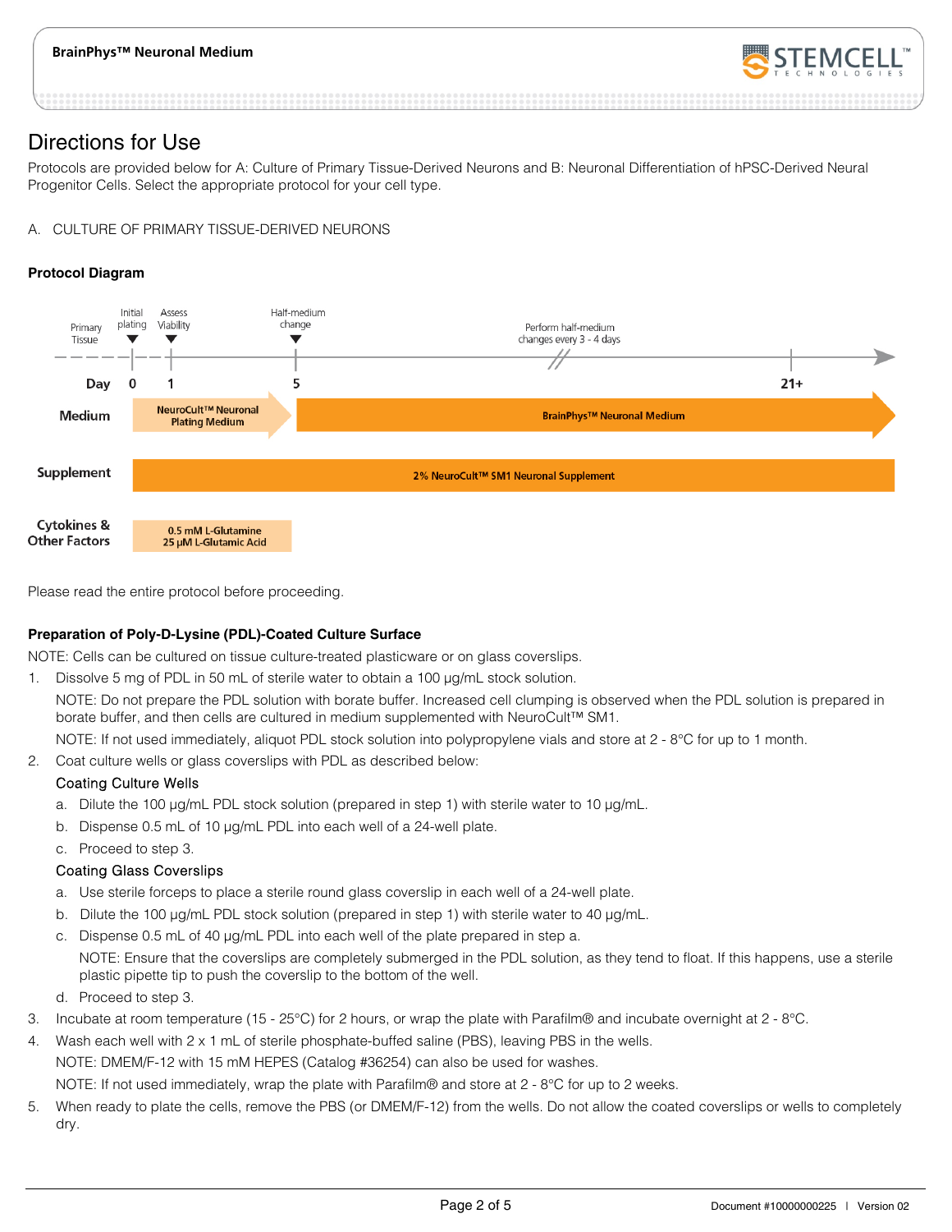# Directions for Use

Protocols are provided below for A: Culture of Primary Tissue-Derived Neurons and B: Neuronal Differentiation of hPSC-Derived Neural Progenitor Cells. Select the appropriate protocol for your cell type.

A. CULTURE OF PRIMARY TISSUE-DERIVED NEURONS

**Protocol Diagram**

| Day | 0 | 1 | 5 | 21+ |
|---|---|---|---|---|
| Event | Primary Tissue → Initial plating | Assess Viability | Half-medium change | Perform half-medium changes every 3 - 4 days |

| | Day 0 – 5 | Day 5 – 21+ |
|---|---|---|
| **Medium** | NeuroCult™ Neuronal Plating Medium | BrainPhys™ Neuronal Medium |
| **Supplement** | 2% NeuroCult™ SM1 Neuronal Supplement | 2% NeuroCult™ SM1 Neuronal Supplement |
| **Cytokines & Other Factors** | 0.5 mM L-Glutamine<br>25 µM L-Glutamic Acid | |

Please read the entire protocol before proceeding.

**Preparation of Poly-D-Lysine (PDL)-Coated Culture Surface**

NOTE: Cells can be cultured on tissue culture-treated plasticware or on glass coverslips.

1. Dissolve 5 mg of PDL in 50 mL of sterile water to obtain a 100 µg/mL stock solution.

   NOTE: Do not prepare the PDL solution with borate buffer. Increased cell clumping is observed when the PDL solution is prepared in borate buffer, and then cells are cultured in medium supplemented with NeuroCult™ SM1.

   NOTE: If not used immediately, aliquot PDL stock solution into polypropylene vials and store at 2 - 8°C for up to 1 month.

2. Coat culture wells or glass coverslips with PDL as described below:

   Coating Culture Wells

   a. Dilute the 100 µg/mL PDL stock solution (prepared in step 1) with sterile water to 10 µg/mL.
   b. Dispense 0.5 mL of 10 µg/mL PDL into each well of a 24-well plate.
   c. Proceed to step 3.

   Coating Glass Coverslips

   a. Use sterile forceps to place a sterile round glass coverslip in each well of a 24-well plate.
   b. Dilute the 100 µg/mL PDL stock solution (prepared in step 1) with sterile water to 40 µg/mL.
   c. Dispense 0.5 mL of 40 µg/mL PDL into each well of the plate prepared in step a.

      NOTE: Ensure that the coverslips are completely submerged in the PDL solution, as they tend to float. If this happens, use a sterile plastic pipette tip to push the coverslip to the bottom of the well.

   d. Proceed to step 3.

3. Incubate at room temperature (15 - 25°C) for 2 hours, or wrap the plate with Parafilm® and incubate overnight at 2 - 8°C.

4. Wash each well with 2 x 1 mL of sterile phosphate-buffed saline (PBS), leaving PBS in the wells.

   NOTE: DMEM/F-12 with 15 mM HEPES (Catalog #36254) can also be used for washes.

   NOTE: If not used immediately, wrap the plate with Parafilm® and store at 2 - 8°C for up to 2 weeks.

5. When ready to plate the cells, remove the PBS (or DMEM/F-12) from the wells. Do not allow the coated coverslips or wells to completely dry.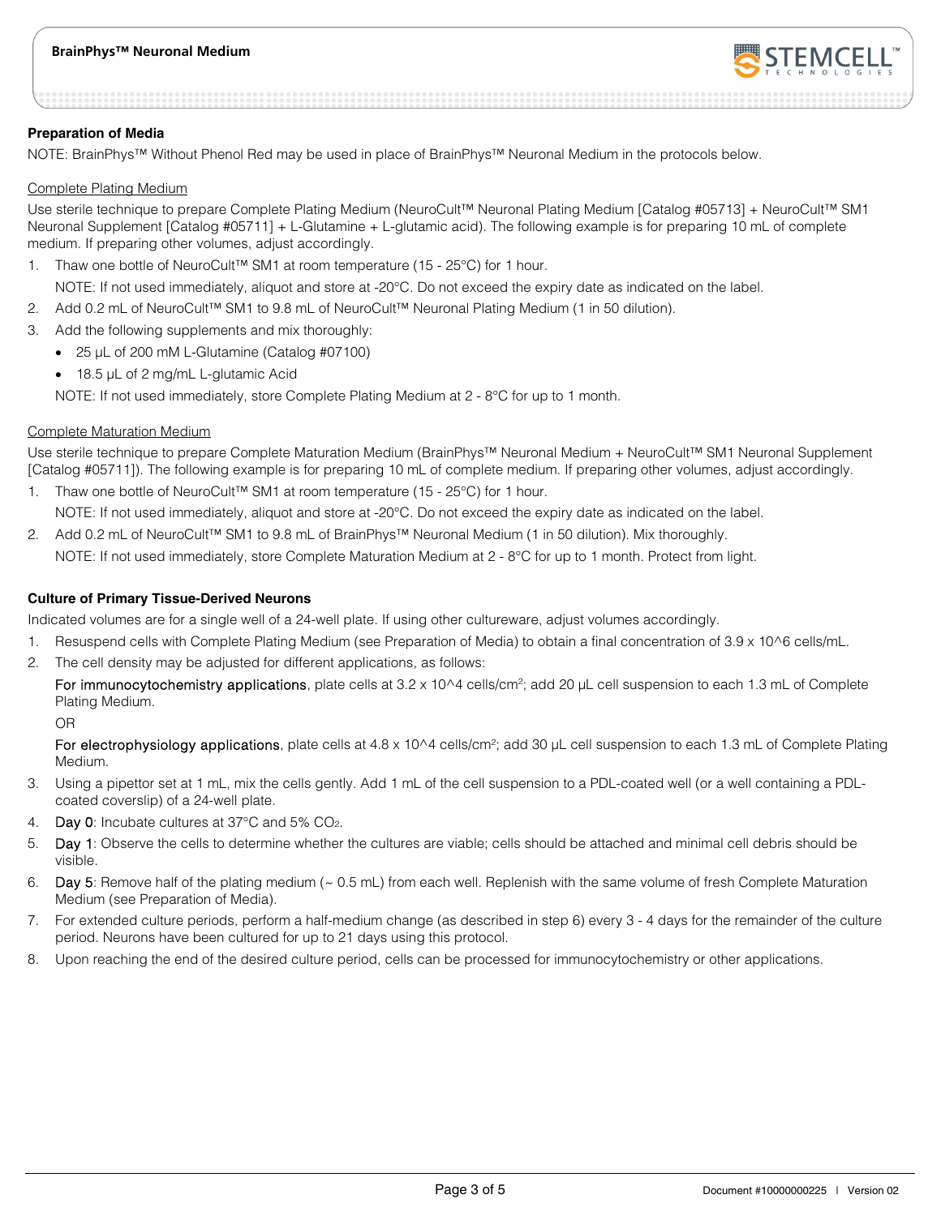## Preparation of Media

NOTE: BrainPhys™ Without Phenol Red may be used in place of BrainPhys™ Neuronal Medium in the protocols below.

### Complete Plating Medium

Use sterile technique to prepare Complete Plating Medium (NeuroCult™ Neuronal Plating Medium [Catalog #05713] + NeuroCult™ SM1 Neuronal Supplement [Catalog #05711] + L-Glutamine + L-glutamic acid). The following example is for preparing 10 mL of complete medium. If preparing other volumes, adjust accordingly.

1. Thaw one bottle of NeuroCult™ SM1 at room temperature (15 - 25°C) for 1 hour.

   NOTE: If not used immediately, aliquot and store at -20°C. Do not exceed the expiry date as indicated on the label.
2. Add 0.2 mL of NeuroCult™ SM1 to 9.8 mL of NeuroCult™ Neuronal Plating Medium (1 in 50 dilution).
3. Add the following supplements and mix thoroughly:
   - 25 µL of 200 mM L-Glutamine (Catalog #07100)
   - 18.5 µL of 2 mg/mL L-glutamic Acid

   NOTE: If not used immediately, store Complete Plating Medium at 2 - 8°C for up to 1 month.

### Complete Maturation Medium

Use sterile technique to prepare Complete Maturation Medium (BrainPhys™ Neuronal Medium + NeuroCult™ SM1 Neuronal Supplement [Catalog #05711]). The following example is for preparing 10 mL of complete medium. If preparing other volumes, adjust accordingly.

1. Thaw one bottle of NeuroCult™ SM1 at room temperature (15 - 25°C) for 1 hour.

   NOTE: If not used immediately, aliquot and store at -20°C. Do not exceed the expiry date as indicated on the label.
2. Add 0.2 mL of NeuroCult™ SM1 to 9.8 mL of BrainPhys™ Neuronal Medium (1 in 50 dilution). Mix thoroughly.

   NOTE: If not used immediately, store Complete Maturation Medium at 2 - 8°C for up to 1 month. Protect from light.

## Culture of Primary Tissue-Derived Neurons

Indicated volumes are for a single well of a 24-well plate. If using other cultureware, adjust volumes accordingly.

1. Resuspend cells with Complete Plating Medium (see Preparation of Media) to obtain a final concentration of $3.9 \times 10^6$ cells/mL.
2. The cell density may be adjusted for different applications, as follows:

   For immunocytochemistry applications, plate cells at $3.2 \times 10^4$ cells/cm²; add 20 µL cell suspension to each 1.3 mL of Complete Plating Medium.

   OR

   For electrophysiology applications, plate cells at $4.8 \times 10^4$ cells/cm²; add 30 µL cell suspension to each 1.3 mL of Complete Plating Medium.
3. Using a pipettor set at 1 mL, mix the cells gently. Add 1 mL of the cell suspension to a PDL-coated well (or a well containing a PDL-coated coverslip) of a 24-well plate.
4. Day 0: Incubate cultures at 37°C and 5% $CO_2$.
5. Day 1: Observe the cells to determine whether the cultures are viable; cells should be attached and minimal cell debris should be visible.
6. Day 5: Remove half of the plating medium (~ 0.5 mL) from each well. Replenish with the same volume of fresh Complete Maturation Medium (see Preparation of Media).
7. For extended culture periods, perform a half-medium change (as described in step 6) every 3 - 4 days for the remainder of the culture period. Neurons have been cultured for up to 21 days using this protocol.
8. Upon reaching the end of the desired culture period, cells can be processed for immunocytochemistry or other applications.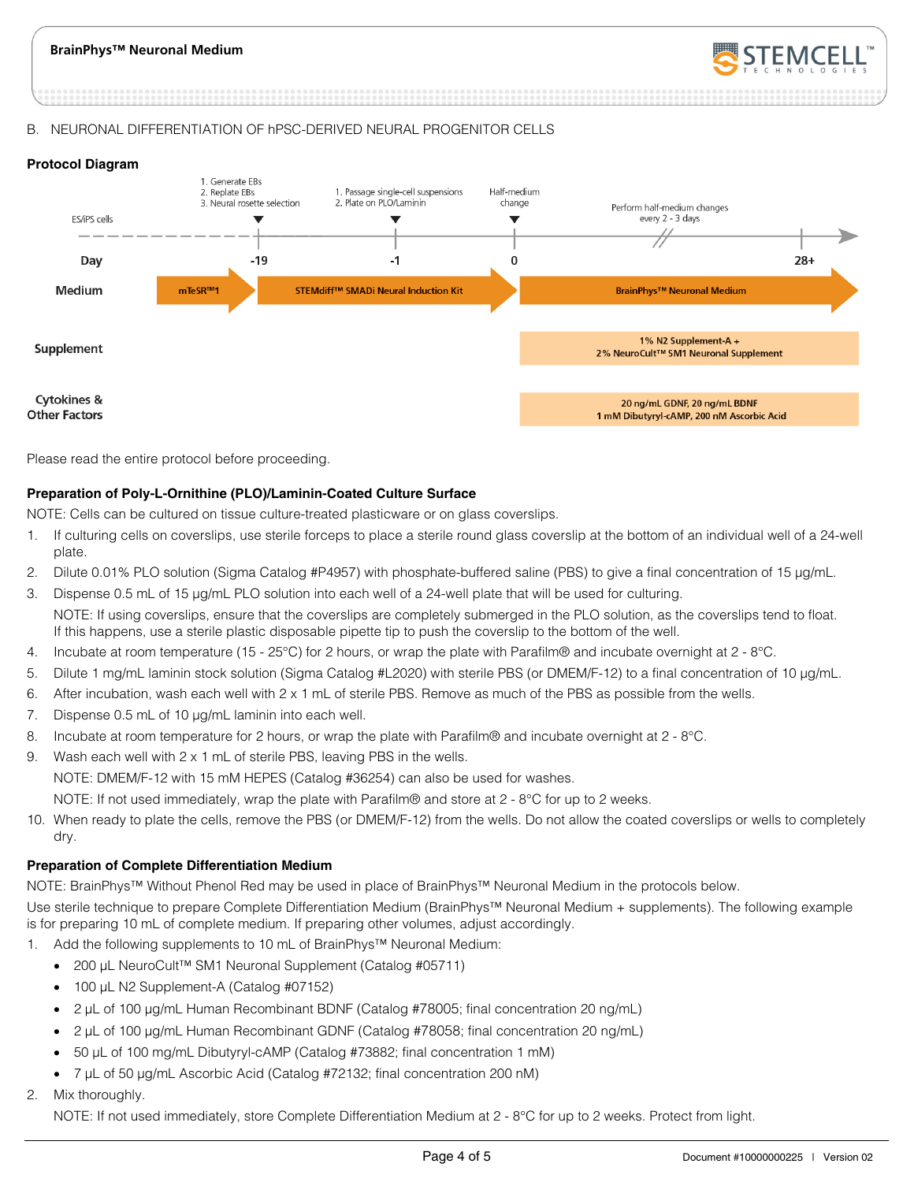B. NEURONAL DIFFERENTIATION OF hPSC-DERIVED NEURAL PROGENITOR CELLS

**Protocol Diagram**

| | ES/iPS cells | | | | |
|---|---|---|---|---|---|
| **Day** | | -19 | -1 | 0 | 28+ |
| | | 1. Generate EBs<br>2. Replate EBs<br>3. Neural rosette selection | 1. Passage single-cell suspensions<br>2. Plate on PLO/Laminin | Half-medium change | Perform half-medium changes every 2 - 3 days |
| **Medium** | mTeSR™1 | STEMdiff™ SMADi Neural Induction Kit | | BrainPhys™ Neuronal Medium | |
| **Supplement** | | | | 1% N2 Supplement-A + 2% NeuroCult™ SM1 Neuronal Supplement | |
| **Cytokines & Other Factors** | | | | 20 ng/mL GDNF, 20 ng/mL BDNF<br>1 mM Dibutyryl-cAMP, 200 nM Ascorbic Acid | |

Please read the entire protocol before proceeding.

**Preparation of Poly-L-Ornithine (PLO)/Laminin-Coated Culture Surface**

NOTE: Cells can be cultured on tissue culture-treated plasticware or on glass coverslips.

1. If culturing cells on coverslips, use sterile forceps to place a sterile round glass coverslip at the bottom of an individual well of a 24-well plate.
2. Dilute 0.01% PLO solution (Sigma Catalog #P4957) with phosphate-buffered saline (PBS) to give a final concentration of 15 µg/mL.
3. Dispense 0.5 mL of 15 µg/mL PLO solution into each well of a 24-well plate that will be used for culturing.

   NOTE: If using coverslips, ensure that the coverslips are completely submerged in the PLO solution, as the coverslips tend to float. If this happens, use a sterile plastic disposable pipette tip to push the coverslip to the bottom of the well.
4. Incubate at room temperature (15 - 25°C) for 2 hours, or wrap the plate with Parafilm® and incubate overnight at 2 - 8°C.
5. Dilute 1 mg/mL laminin stock solution (Sigma Catalog #L2020) with sterile PBS (or DMEM/F-12) to a final concentration of 10 µg/mL.
6. After incubation, wash each well with 2 x 1 mL of sterile PBS. Remove as much of the PBS as possible from the wells.
7. Dispense 0.5 mL of 10 µg/mL laminin into each well.
8. Incubate at room temperature for 2 hours, or wrap the plate with Parafilm® and incubate overnight at 2 - 8°C.
9. Wash each well with 2 x 1 mL of sterile PBS, leaving PBS in the wells.

   NOTE: DMEM/F-12 with 15 mM HEPES (Catalog #36254) can also be used for washes.

   NOTE: If not used immediately, wrap the plate with Parafilm® and store at 2 - 8°C for up to 2 weeks.
10. When ready to plate the cells, remove the PBS (or DMEM/F-12) from the wells. Do not allow the coated coverslips or wells to completely dry.

**Preparation of Complete Differentiation Medium**

NOTE: BrainPhys™ Without Phenol Red may be used in place of BrainPhys™ Neuronal Medium in the protocols below.

Use sterile technique to prepare Complete Differentiation Medium (BrainPhys™ Neuronal Medium + supplements). The following example is for preparing 10 mL of complete medium. If preparing other volumes, adjust accordingly.

1. Add the following supplements to 10 mL of BrainPhys™ Neuronal Medium:
   - 200 µL NeuroCult™ SM1 Neuronal Supplement (Catalog #05711)
   - 100 µL N2 Supplement-A (Catalog #07152)
   - 2 µL of 100 µg/mL Human Recombinant BDNF (Catalog #78005; final concentration 20 ng/mL)
   - 2 µL of 100 µg/mL Human Recombinant GDNF (Catalog #78058; final concentration 20 ng/mL)
   - 50 µL of 100 mg/mL Dibutyryl-cAMP (Catalog #73882; final concentration 1 mM)
   - 7 µL of 50 µg/mL Ascorbic Acid (Catalog #72132; final concentration 200 nM)
2. Mix thoroughly.

   NOTE: If not used immediately, store Complete Differentiation Medium at 2 - 8°C for up to 2 weeks. Protect from light.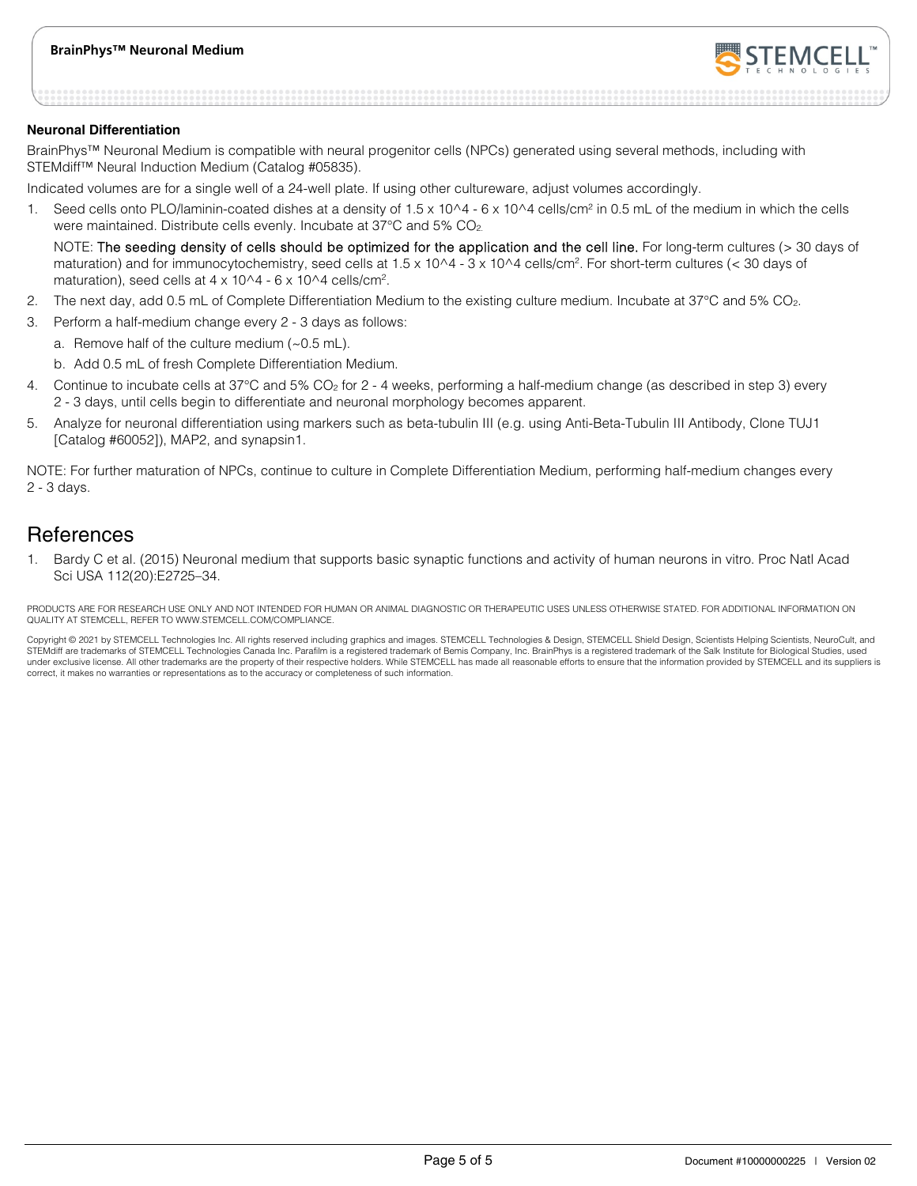### Neuronal Differentiation

BrainPhys™ Neuronal Medium is compatible with neural progenitor cells (NPCs) generated using several methods, including with STEMdiff™ Neural Induction Medium (Catalog #05835).

Indicated volumes are for a single well of a 24-well plate. If using other cultureware, adjust volumes accordingly.

1. Seed cells onto PLO/laminin-coated dishes at a density of 1.5 x 10^4 - 6 x 10^4 cells/cm² in 0.5 mL of the medium in which the cells were maintained. Distribute cells evenly. Incubate at 37°C and 5% $CO_2$.

   NOTE: The seeding density of cells should be optimized for the application and the cell line. For long-term cultures (> 30 days of maturation) and for immunocytochemistry, seed cells at 1.5 x 10^4 - 3 x 10^4 cells/cm². For short-term cultures (< 30 days of maturation), seed cells at 4 x 10^4 - 6 x 10^4 cells/cm².

2. The next day, add 0.5 mL of Complete Differentiation Medium to the existing culture medium. Incubate at 37°C and 5% $CO_2$.
3. Perform a half-medium change every 2 - 3 days as follows:
   a. Remove half of the culture medium (~0.5 mL).
   b. Add 0.5 mL of fresh Complete Differentiation Medium.
4. Continue to incubate cells at 37°C and 5% $CO_2$ for 2 - 4 weeks, performing a half-medium change (as described in step 3) every 2 - 3 days, until cells begin to differentiate and neuronal morphology becomes apparent.
5. Analyze for neuronal differentiation using markers such as beta-tubulin III (e.g. using Anti-Beta-Tubulin III Antibody, Clone TUJ1 [Catalog #60052]), MAP2, and synapsin1.

NOTE: For further maturation of NPCs, continue to culture in Complete Differentiation Medium, performing half-medium changes every 2 - 3 days.

## References

1. Bardy C et al. (2015) Neuronal medium that supports basic synaptic functions and activity of human neurons in vitro. Proc Natl Acad Sci USA 112(20):E2725–34.

PRODUCTS ARE FOR RESEARCH USE ONLY AND NOT INTENDED FOR HUMAN OR ANIMAL DIAGNOSTIC OR THERAPEUTIC USES UNLESS OTHERWISE STATED. FOR ADDITIONAL INFORMATION ON QUALITY AT STEMCELL, REFER TO WWW.STEMCELL.COM/COMPLIANCE.

Copyright © 2021 by STEMCELL Technologies Inc. All rights reserved including graphics and images. STEMCELL Technologies & Design, STEMCELL Shield Design, Scientists Helping Scientists, NeuroCult, and STEMdiff are trademarks of STEMCELL Technologies Canada Inc. Parafilm is a registered trademark of Bemis Company, Inc. BrainPhys is a registered trademark of the Salk Institute for Biological Studies, used under exclusive license. All other trademarks are the property of their respective holders. While STEMCELL has made all reasonable efforts to ensure that the information provided by STEMCELL and its suppliers is correct, it makes no warranties or representations as to the accuracy or completeness of such information.